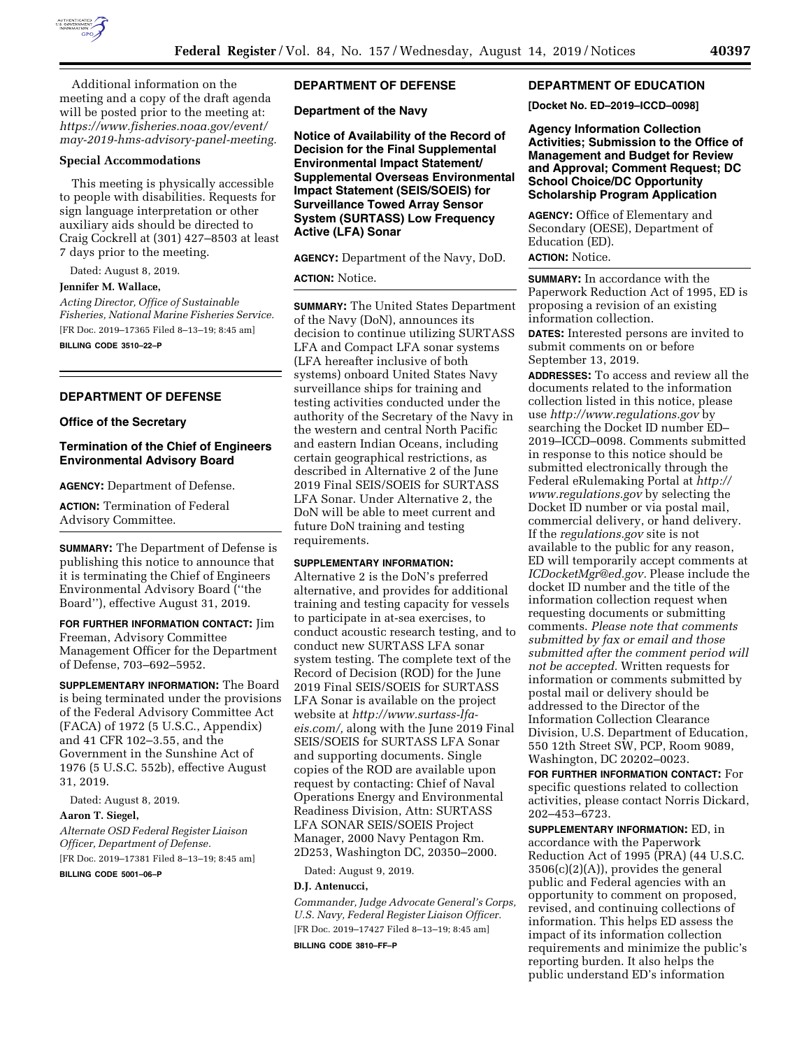Additional information on the meeting and a copy of the draft agenda will be posted prior to the meeting at: *https://www.fisheries.noaa.gov/event/may-2019-hms-advisory-panel-meeting.*

### Special Accommodations

This meeting is physically accessible to people with disabilities. Requests for sign language interpretation or other auxiliary aids should be directed to Craig Cockrell at (301) 427–8503 at least 7 days prior to the meeting.

Dated: August 8, 2019.

**Jennifer M. Wallace,**

*Acting Director, Office of Sustainable Fisheries, National Marine Fisheries Service.*

[FR Doc. 2019–17365 Filed 8–13–19; 8:45 am]

**BILLING CODE 3510–22–P**

---

## DEPARTMENT OF DEFENSE

### Office of the Secretary

### Termination of the Chief of Engineers Environmental Advisory Board

**AGENCY:** Department of Defense.

**ACTION:** Termination of Federal Advisory Committee.

**SUMMARY:** The Department of Defense is publishing this notice to announce that it is terminating the Chief of Engineers Environmental Advisory Board (''the Board''), effective August 31, 2019.

**FOR FURTHER INFORMATION CONTACT:** Jim Freeman, Advisory Committee Management Officer for the Department of Defense, 703–692–5952.

**SUPPLEMENTARY INFORMATION:** The Board is being terminated under the provisions of the Federal Advisory Committee Act (FACA) of 1972 (5 U.S.C., Appendix) and 41 CFR 102–3.55, and the Government in the Sunshine Act of 1976 (5 U.S.C. 552b), effective August 31, 2019.

Dated: August 8, 2019.

**Aaron T. Siegel,**

*Alternate OSD Federal Register Liaison Officer, Department of Defense.*

[FR Doc. 2019–17381 Filed 8–13–19; 8:45 am]

**BILLING CODE 5001–06–P**

---

## DEPARTMENT OF DEFENSE

### Department of the Navy

### Notice of Availability of the Record of Decision for the Final Supplemental Environmental Impact Statement/Supplemental Overseas Environmental Impact Statement (SEIS/SOEIS) for Surveillance Towed Array Sensor System (SURTASS) Low Frequency Active (LFA) Sonar

**AGENCY:** Department of the Navy, DoD.

**ACTION:** Notice.

**SUMMARY:** The United States Department of the Navy (DoN), announces its decision to continue utilizing SURTASS LFA and Compact LFA sonar systems (LFA hereafter inclusive of both systems) onboard United States Navy surveillance ships for training and testing activities conducted under the authority of the Secretary of the Navy in the western and central North Pacific and eastern Indian Oceans, including certain geographical restrictions, as described in Alternative 2 of the June 2019 Final SEIS/SOEIS for SURTASS LFA Sonar. Under Alternative 2, the DoN will be able to meet current and future DoN training and testing requirements.

**SUPPLEMENTARY INFORMATION:** Alternative 2 is the DoN's preferred alternative, and provides for additional training and testing capacity for vessels to participate in at-sea exercises, to conduct acoustic research testing, and to conduct new SURTASS LFA sonar system testing. The complete text of the Record of Decision (ROD) for the June 2019 Final SEIS/SOEIS for SURTASS LFA Sonar is available on the project website at *http://www.surtass-lfa-eis.com/,* along with the June 2019 Final SEIS/SOEIS for SURTASS LFA Sonar and supporting documents. Single copies of the ROD are available upon request by contacting: Chief of Naval Operations Energy and Environmental Readiness Division, Attn: SURTASS LFA SONAR SEIS/SOEIS Project Manager, 2000 Navy Pentagon Rm. 2D253, Washington DC, 20350–2000.

Dated: August 9, 2019.

**D.J. Antenucci,**

*Commander, Judge Advocate General's Corps, U.S. Navy, Federal Register Liaison Officer.*

[FR Doc. 2019–17427 Filed 8–13–19; 8:45 am]

**BILLING CODE 3810–FF–P**

---

## DEPARTMENT OF EDUCATION

**[Docket No. ED–2019–ICCD–0098]**

### Agency Information Collection Activities; Submission to the Office of Management and Budget for Review and Approval; Comment Request; DC School Choice/DC Opportunity Scholarship Program Application

**AGENCY:** Office of Elementary and Secondary (OESE), Department of Education (ED).

**ACTION:** Notice.

**SUMMARY:** In accordance with the Paperwork Reduction Act of 1995, ED is proposing a revision of an existing information collection.

**DATES:** Interested persons are invited to submit comments on or before September 13, 2019.

**ADDRESSES:** To access and review all the documents related to the information collection listed in this notice, please use *http://www.regulations.gov* by searching the Docket ID number ED–2019–ICCD–0098. Comments submitted in response to this notice should be submitted electronically through the Federal eRulemaking Portal at *http://www.regulations.gov* by selecting the Docket ID number or via postal mail, commercial delivery, or hand delivery. If the *regulations.gov* site is not available to the public for any reason, ED will temporarily accept comments at *ICDocketMgr@ed.gov.* Please include the docket ID number and the title of the information collection request when requesting documents or submitting comments. *Please note that comments submitted by fax or email and those submitted after the comment period will not be accepted.* Written requests for information or comments submitted by postal mail or delivery should be addressed to the Director of the Information Collection Clearance Division, U.S. Department of Education, 550 12th Street SW, PCP, Room 9089, Washington, DC 20202–0023.

**FOR FURTHER INFORMATION CONTACT:** For specific questions related to collection activities, please contact Norris Dickard, 202–453–6723.

**SUPPLEMENTARY INFORMATION:** ED, in accordance with the Paperwork Reduction Act of 1995 (PRA) (44 U.S.C. 3506(c)(2)(A)), provides the general public and Federal agencies with an opportunity to comment on proposed, revised, and continuing collections of information. This helps ED assess the impact of its information collection requirements and minimize the public's reporting burden. It also helps the public understand ED's information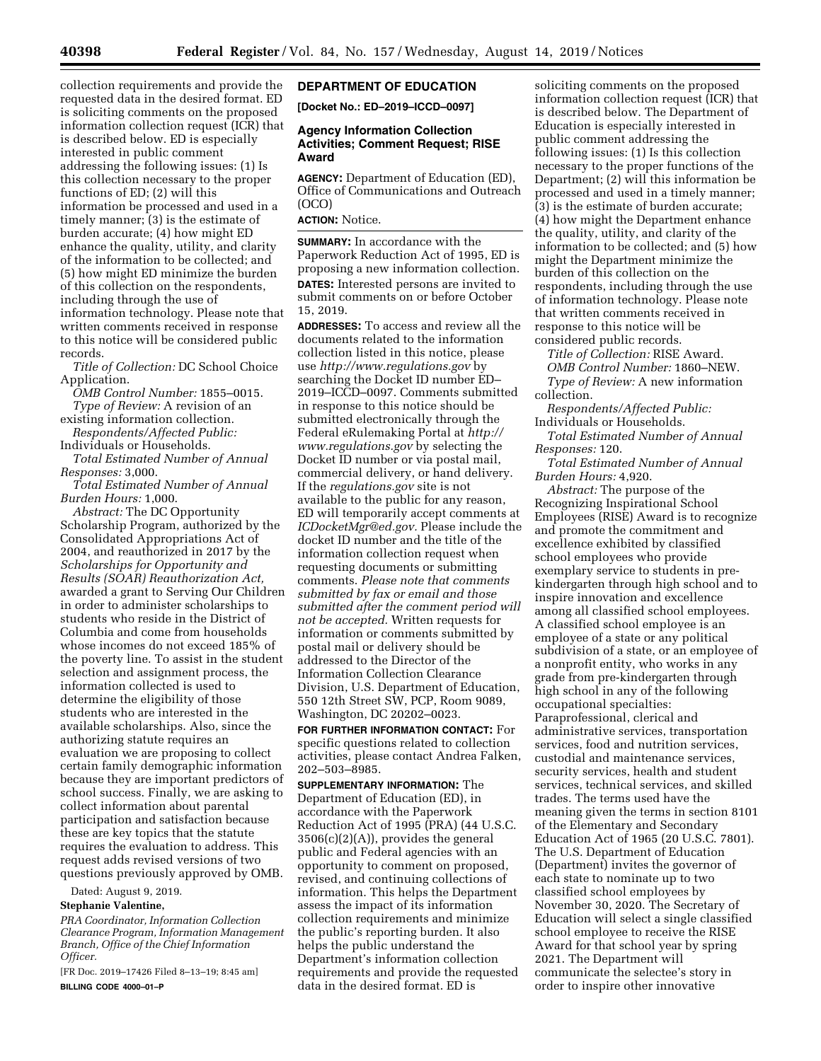collection requirements and provide the requested data in the desired format. ED is soliciting comments on the proposed information collection request (ICR) that is described below. ED is especially interested in public comment addressing the following issues: (1) Is this collection necessary to the proper functions of ED; (2) will this information be processed and used in a timely manner; (3) is the estimate of burden accurate; (4) how might ED enhance the quality, utility, and clarity of the information to be collected; and (5) how might ED minimize the burden of this collection on the respondents, including through the use of information technology. Please note that written comments received in response to this notice will be considered public records.

*Title of Collection:* DC School Choice Application.

*OMB Control Number:* 1855–0015.

*Type of Review:* A revision of an existing information collection.

*Respondents/Affected Public:* Individuals or Households.

*Total Estimated Number of Annual Responses:* 3,000.

*Total Estimated Number of Annual Burden Hours:* 1,000.

*Abstract:* The DC Opportunity Scholarship Program, authorized by the Consolidated Appropriations Act of 2004, and reauthorized in 2017 by the *Scholarships for Opportunity and Results (SOAR) Reauthorization Act,* awarded a grant to Serving Our Children in order to administer scholarships to students who reside in the District of Columbia and come from households whose incomes do not exceed 185% of the poverty line. To assist in the student selection and assignment process, the information collected is used to determine the eligibility of those students who are interested in the available scholarships. Also, since the authorizing statute requires an evaluation we are proposing to collect certain family demographic information because they are important predictors of school success. Finally, we are asking to collect information about parental participation and satisfaction because these are key topics that the statute requires the evaluation to address. This request adds revised versions of two questions previously approved by OMB.

Dated: August 9, 2019.

**Stephanie Valentine,**

*PRA Coordinator, Information Collection Clearance Program, Information Management Branch, Office of the Chief Information Officer.*

[FR Doc. 2019–17426 Filed 8–13–19; 8:45 am]

**BILLING CODE 4000–01–P**

## DEPARTMENT OF EDUCATION

**[Docket No.: ED–2019–ICCD–0097]**

### Agency Information Collection Activities; Comment Request; RISE Award

**AGENCY:** Department of Education (ED), Office of Communications and Outreach (OCO)

**ACTION:** Notice.

**SUMMARY:** In accordance with the Paperwork Reduction Act of 1995, ED is proposing a new information collection.

**DATES:** Interested persons are invited to submit comments on or before October 15, 2019.

**ADDRESSES:** To access and review all the documents related to the information collection listed in this notice, please use *http://www.regulations.gov* by searching the Docket ID number ED–2019–ICCD–0097. Comments submitted in response to this notice should be submitted electronically through the Federal eRulemaking Portal at *http://www.regulations.gov* by selecting the Docket ID number or via postal mail, commercial delivery, or hand delivery. If the *regulations.gov* site is not available to the public for any reason, ED will temporarily accept comments at *ICDocketMgr@ed.gov.* Please include the docket ID number and the title of the information collection request when requesting documents or submitting comments. *Please note that comments submitted by fax or email and those submitted after the comment period will not be accepted.* Written requests for information or comments submitted by postal mail or delivery should be addressed to the Director of the Information Collection Clearance Division, U.S. Department of Education, 550 12th Street SW, PCP, Room 9089, Washington, DC 20202–0023.

**FOR FURTHER INFORMATION CONTACT:** For specific questions related to collection activities, please contact Andrea Falken, 202–503–8985.

**SUPPLEMENTARY INFORMATION:** The Department of Education (ED), in accordance with the Paperwork Reduction Act of 1995 (PRA) (44 U.S.C. 3506(c)(2)(A)), provides the general public and Federal agencies with an opportunity to comment on proposed, revised, and continuing collections of information. This helps the Department assess the impact of its information collection requirements and minimize the public's reporting burden. It also helps the public understand the Department's information collection requirements and provide the requested data in the desired format. ED is soliciting comments on the proposed information collection request (ICR) that is described below. The Department of Education is especially interested in public comment addressing the following issues: (1) Is this collection necessary to the proper functions of the Department; (2) will this information be processed and used in a timely manner; (3) is the estimate of burden accurate; (4) how might the Department enhance the quality, utility, and clarity of the information to be collected; and (5) how might the Department minimize the burden of this collection on the respondents, including through the use of information technology. Please note that written comments received in response to this notice will be considered public records.

*Title of Collection:* RISE Award.

*OMB Control Number:* 1860–NEW.

*Type of Review:* A new information collection.

*Respondents/Affected Public:* Individuals or Households.

*Total Estimated Number of Annual Responses:* 120.

*Total Estimated Number of Annual Burden Hours:* 4,920.

*Abstract:* The purpose of the Recognizing Inspirational School Employees (RISE) Award is to recognize and promote the commitment and excellence exhibited by classified school employees who provide exemplary service to students in pre-kindergarten through high school and to inspire innovation and excellence among all classified school employees. A classified school employee is an employee of a state or any political subdivision of a state, or an employee of a nonprofit entity, who works in any grade from pre-kindergarten through high school in any of the following occupational specialties: Paraprofessional, clerical and administrative services, transportation services, food and nutrition services, custodial and maintenance services, security services, health and student services, technical services, and skilled trades. The terms used have the meaning given the terms in section 8101 of the Elementary and Secondary Education Act of 1965 (20 U.S.C. 7801). The U.S. Department of Education (Department) invites the governor of each state to nominate up to two classified school employees by November 30, 2020. The Secretary of Education will select a single classified school employee to receive the RISE Award for that school year by spring 2021. The Department will communicate the selectee's story in order to inspire other innovative